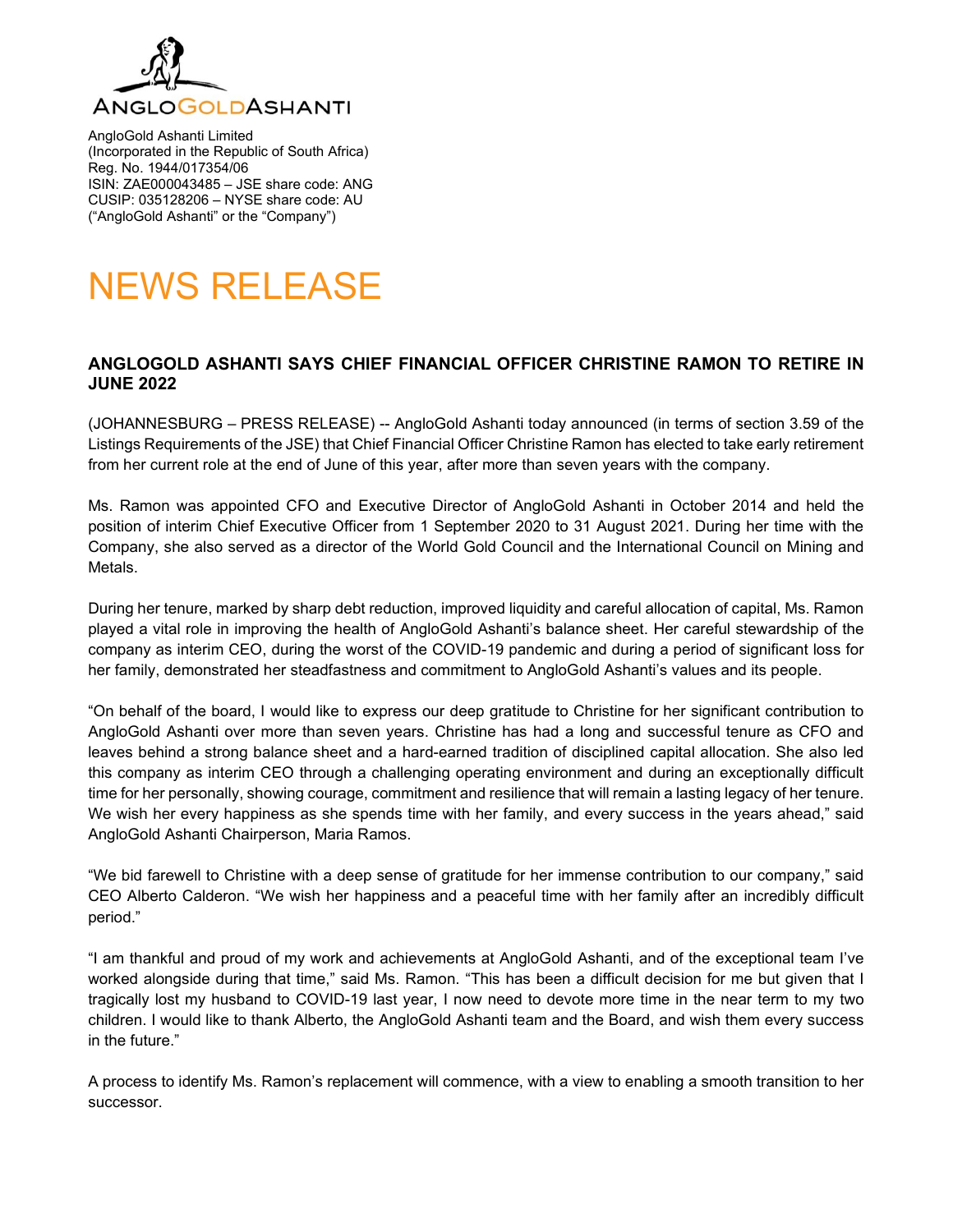AngloGold Ashanti Limited
(Incorporated in the Republic of South Africa)
Reg. No. 1944/017354/06
ISIN: ZAE000043485 – JSE share code: ANG
CUSIP: 035128206 – NYSE share code: AU
("AngloGold Ashanti" or the "Company")

# NEWS RELEASE

## ANGLOGOLD ASHANTI SAYS CHIEF FINANCIAL OFFICER CHRISTINE RAMON TO RETIRE IN JUNE 2022

(JOHANNESBURG – PRESS RELEASE) -- AngloGold Ashanti today announced (in terms of section 3.59 of the Listings Requirements of the JSE) that Chief Financial Officer Christine Ramon has elected to take early retirement from her current role at the end of June of this year, after more than seven years with the company.

Ms. Ramon was appointed CFO and Executive Director of AngloGold Ashanti in October 2014 and held the position of interim Chief Executive Officer from 1 September 2020 to 31 August 2021. During her time with the Company, she also served as a director of the World Gold Council and the International Council on Mining and Metals.

During her tenure, marked by sharp debt reduction, improved liquidity and careful allocation of capital, Ms. Ramon played a vital role in improving the health of AngloGold Ashanti's balance sheet. Her careful stewardship of the company as interim CEO, during the worst of the COVID-19 pandemic and during a period of significant loss for her family, demonstrated her steadfastness and commitment to AngloGold Ashanti's values and its people.

"On behalf of the board, I would like to express our deep gratitude to Christine for her significant contribution to AngloGold Ashanti over more than seven years. Christine has had a long and successful tenure as CFO and leaves behind a strong balance sheet and a hard-earned tradition of disciplined capital allocation. She also led this company as interim CEO through a challenging operating environment and during an exceptionally difficult time for her personally, showing courage, commitment and resilience that will remain a lasting legacy of her tenure. We wish her every happiness as she spends time with her family, and every success in the years ahead," said AngloGold Ashanti Chairperson, Maria Ramos.

"We bid farewell to Christine with a deep sense of gratitude for her immense contribution to our company," said CEO Alberto Calderon. "We wish her happiness and a peaceful time with her family after an incredibly difficult period."

"I am thankful and proud of my work and achievements at AngloGold Ashanti, and of the exceptional team I've worked alongside during that time," said Ms. Ramon. "This has been a difficult decision for me but given that I tragically lost my husband to COVID-19 last year, I now need to devote more time in the near term to my two children. I would like to thank Alberto, the AngloGold Ashanti team and the Board, and wish them every success in the future."

A process to identify Ms. Ramon's replacement will commence, with a view to enabling a smooth transition to her successor.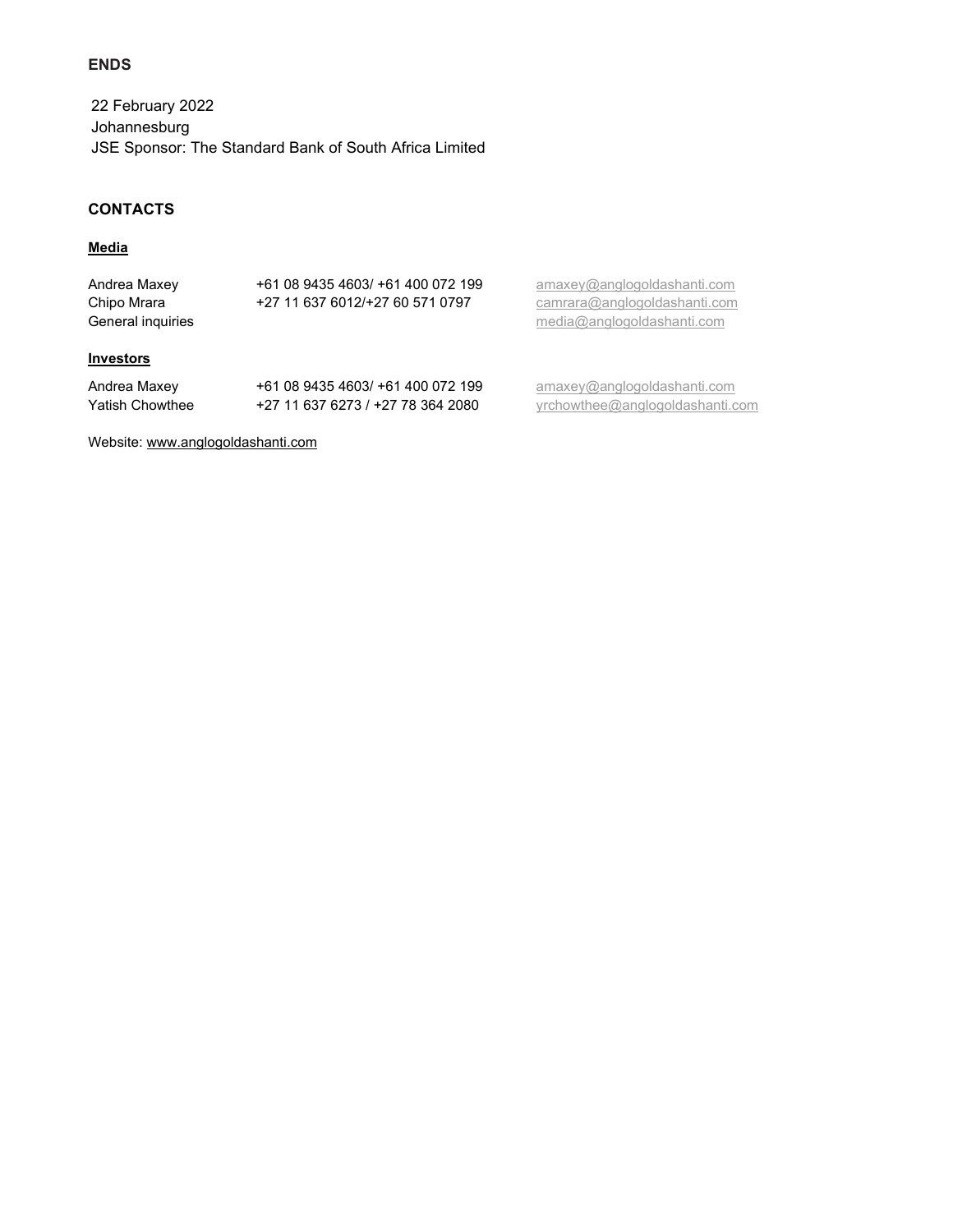**ENDS**

22 February 2022
Johannesburg
JSE Sponsor: The Standard Bank of South Africa Limited

## CONTACTS

**Media**

| | | |
|---|---|---|
| Andrea Maxey | +61 08 9435 4603/ +61 400 072 199 | amaxey@anglogoldashanti.com |
| Chipo Mrara | +27 11 637 6012/+27 60 571 0797 | camrara@anglogoldashanti.com |
| General inquiries | | media@anglogoldashanti.com |

**Investors**

| | | |
|---|---|---|
| Andrea Maxey | +61 08 9435 4603/ +61 400 072 199 | amaxey@anglogoldashanti.com |
| Yatish Chowthee | +27 11 637 6273 / +27 78 364 2080 | yrchowthee@anglogoldashanti.com |

Website: www.anglogoldashanti.com